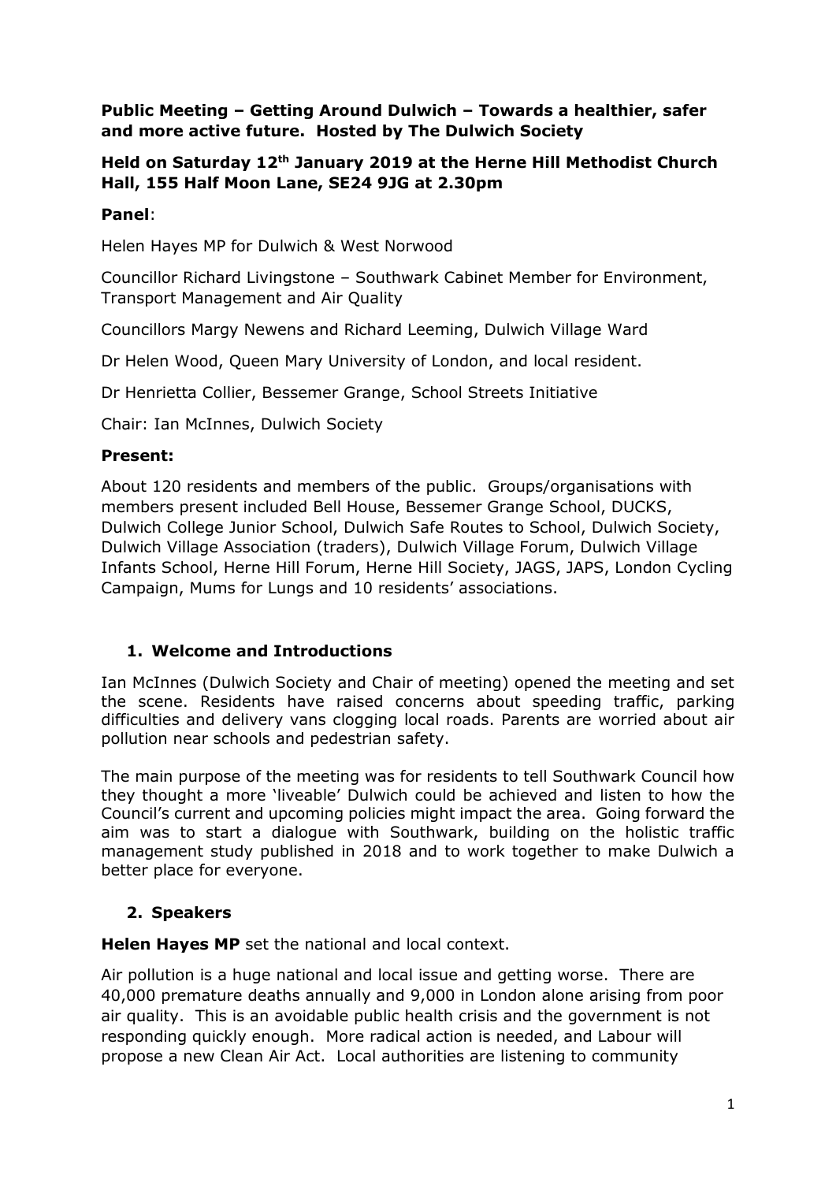**Public Meeting – Getting Around Dulwich – Towards a healthier, safer and more active future. Hosted by The Dulwich Society**

**Held on Saturday 12th January 2019 at the Herne Hill Methodist Church Hall, 155 Half Moon Lane, SE24 9JG at 2.30pm**

**Panel**:

Helen Hayes MP for Dulwich & West Norwood

Councillor Richard Livingstone – Southwark Cabinet Member for Environment, Transport Management and Air Quality

Councillors Margy Newens and Richard Leeming, Dulwich Village Ward

Dr Helen Wood, Queen Mary University of London, and local resident.

Dr Henrietta Collier, Bessemer Grange, School Streets Initiative

Chair: Ian McInnes, Dulwich Society

**Present:**

About 120 residents and members of the public. Groups/organisations with members present included Bell House, Bessemer Grange School, DUCKS, Dulwich College Junior School, Dulwich Safe Routes to School, Dulwich Society, Dulwich Village Association (traders), Dulwich Village Forum, Dulwich Village Infants School, Herne Hill Forum, Herne Hill Society, JAGS, JAPS, London Cycling Campaign, Mums for Lungs and 10 residents' associations.

## 1. Welcome and Introductions

Ian McInnes (Dulwich Society and Chair of meeting) opened the meeting and set the scene. Residents have raised concerns about speeding traffic, parking difficulties and delivery vans clogging local roads. Parents are worried about air pollution near schools and pedestrian safety.

The main purpose of the meeting was for residents to tell Southwark Council how they thought a more 'liveable' Dulwich could be achieved and listen to how the Council's current and upcoming policies might impact the area. Going forward the aim was to start a dialogue with Southwark, building on the holistic traffic management study published in 2018 and to work together to make Dulwich a better place for everyone.

## 2. Speakers

**Helen Hayes MP** set the national and local context.

Air pollution is a huge national and local issue and getting worse. There are 40,000 premature deaths annually and 9,000 in London alone arising from poor air quality. This is an avoidable public health crisis and the government is not responding quickly enough. More radical action is needed, and Labour will propose a new Clean Air Act. Local authorities are listening to community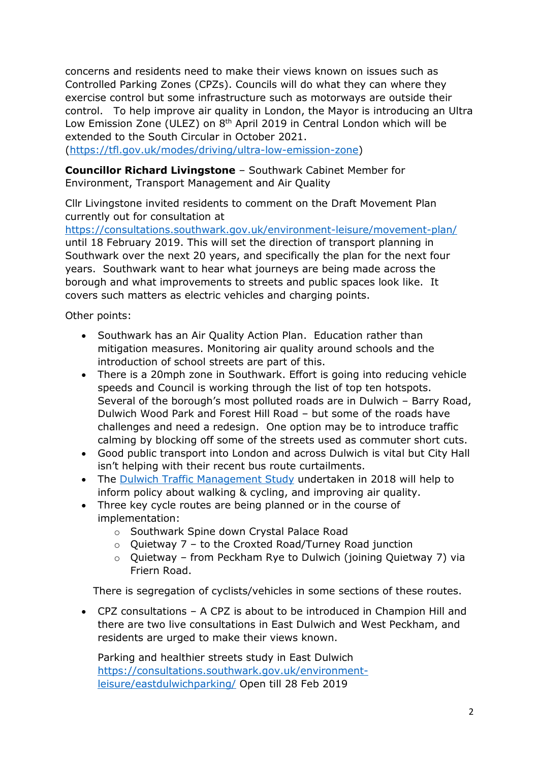concerns and residents need to make their views known on issues such as Controlled Parking Zones (CPZs). Councils will do what they can where they exercise control but some infrastructure such as motorways are outside their control. To help improve air quality in London, the Mayor is introducing an Ultra Low Emission Zone (ULEZ) on 8th April 2019 in Central London which will be extended to the South Circular in October 2021. ([https://tfl.gov.uk/modes/driving/ultra-low-emission-zone](https://tfl.gov.uk/modes/driving/ultra-low-emission-zone))

**Councillor Richard Livingstone** – Southwark Cabinet Member for Environment, Transport Management and Air Quality

Cllr Livingstone invited residents to comment on the Draft Movement Plan currently out for consultation at [https://consultations.southwark.gov.uk/environment-leisure/movement-plan/](https://consultations.southwark.gov.uk/environment-leisure/movement-plan/) until 18 February 2019. This will set the direction of transport planning in Southwark over the next 20 years, and specifically the plan for the next four years. Southwark want to hear what journeys are being made across the borough and what improvements to streets and public spaces look like. It covers such matters as electric vehicles and charging points.

Other points:

- Southwark has an Air Quality Action Plan. Education rather than mitigation measures. Monitoring air quality around schools and the introduction of school streets are part of this.
- There is a 20mph zone in Southwark. Effort is going into reducing vehicle speeds and Council is working through the list of top ten hotspots. Several of the borough's most polluted roads are in Dulwich – Barry Road, Dulwich Wood Park and Forest Hill Road – but some of the roads have challenges and need a redesign. One option may be to introduce traffic calming by blocking off some of the streets used as commuter short cuts.
- Good public transport into London and across Dulwich is vital but City Hall isn't helping with their recent bus route curtailments.
- The Dulwich Traffic Management Study undertaken in 2018 will help to inform policy about walking & cycling, and improving air quality.
- Three key cycle routes are being planned or in the course of implementation:
    - Southwark Spine down Crystal Palace Road
    - Quietway 7 – to the Croxted Road/Turney Road junction
    - Quietway – from Peckham Rye to Dulwich (joining Quietway 7) via Friern Road.

  There is segregation of cyclists/vehicles in some sections of these routes.

- CPZ consultations – A CPZ is about to be introduced in Champion Hill and there are two live consultations in East Dulwich and West Peckham, and residents are urged to make their views known.

  Parking and healthier streets study in East Dulwich [https://consultations.southwark.gov.uk/environment-leisure/eastdulwichparking/](https://consultations.southwark.gov.uk/environment-leisure/eastdulwichparking/) Open till 28 Feb 2019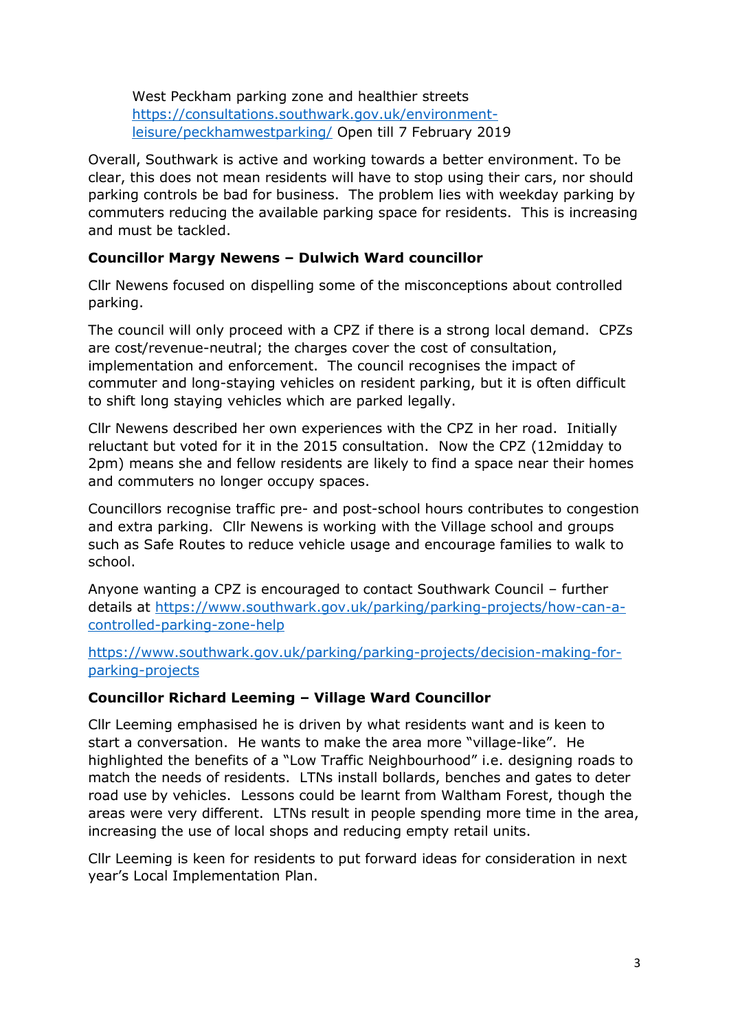West Peckham parking zone and healthier streets [https://consultations.southwark.gov.uk/environment-leisure/peckhamwestparking/](https://consultations.southwark.gov.uk/environment-leisure/peckhamwestparking/) Open till 7 February 2019

Overall, Southwark is active and working towards a better environment. To be clear, this does not mean residents will have to stop using their cars, nor should parking controls be bad for business. The problem lies with weekday parking by commuters reducing the available parking space for residents. This is increasing and must be tackled.

**Councillor Margy Newens – Dulwich Ward councillor**

Cllr Newens focused on dispelling some of the misconceptions about controlled parking.

The council will only proceed with a CPZ if there is a strong local demand. CPZs are cost/revenue-neutral; the charges cover the cost of consultation, implementation and enforcement. The council recognises the impact of commuter and long-staying vehicles on resident parking, but it is often difficult to shift long staying vehicles which are parked legally.

Cllr Newens described her own experiences with the CPZ in her road. Initially reluctant but voted for it in the 2015 consultation. Now the CPZ (12midday to 2pm) means she and fellow residents are likely to find a space near their homes and commuters no longer occupy spaces.

Councillors recognise traffic pre- and post-school hours contributes to congestion and extra parking. Cllr Newens is working with the Village school and groups such as Safe Routes to reduce vehicle usage and encourage families to walk to school.

Anyone wanting a CPZ is encouraged to contact Southwark Council – further details at [https://www.southwark.gov.uk/parking/parking-projects/how-can-a-controlled-parking-zone-help](https://www.southwark.gov.uk/parking/parking-projects/how-can-a-controlled-parking-zone-help)

[https://www.southwark.gov.uk/parking/parking-projects/decision-making-for-parking-projects](https://www.southwark.gov.uk/parking/parking-projects/decision-making-for-parking-projects)

**Councillor Richard Leeming – Village Ward Councillor**

Cllr Leeming emphasised he is driven by what residents want and is keen to start a conversation. He wants to make the area more "village-like". He highlighted the benefits of a "Low Traffic Neighbourhood" i.e. designing roads to match the needs of residents. LTNs install bollards, benches and gates to deter road use by vehicles. Lessons could be learnt from Waltham Forest, though the areas were very different. LTNs result in people spending more time in the area, increasing the use of local shops and reducing empty retail units.

Cllr Leeming is keen for residents to put forward ideas for consideration in next year's Local Implementation Plan.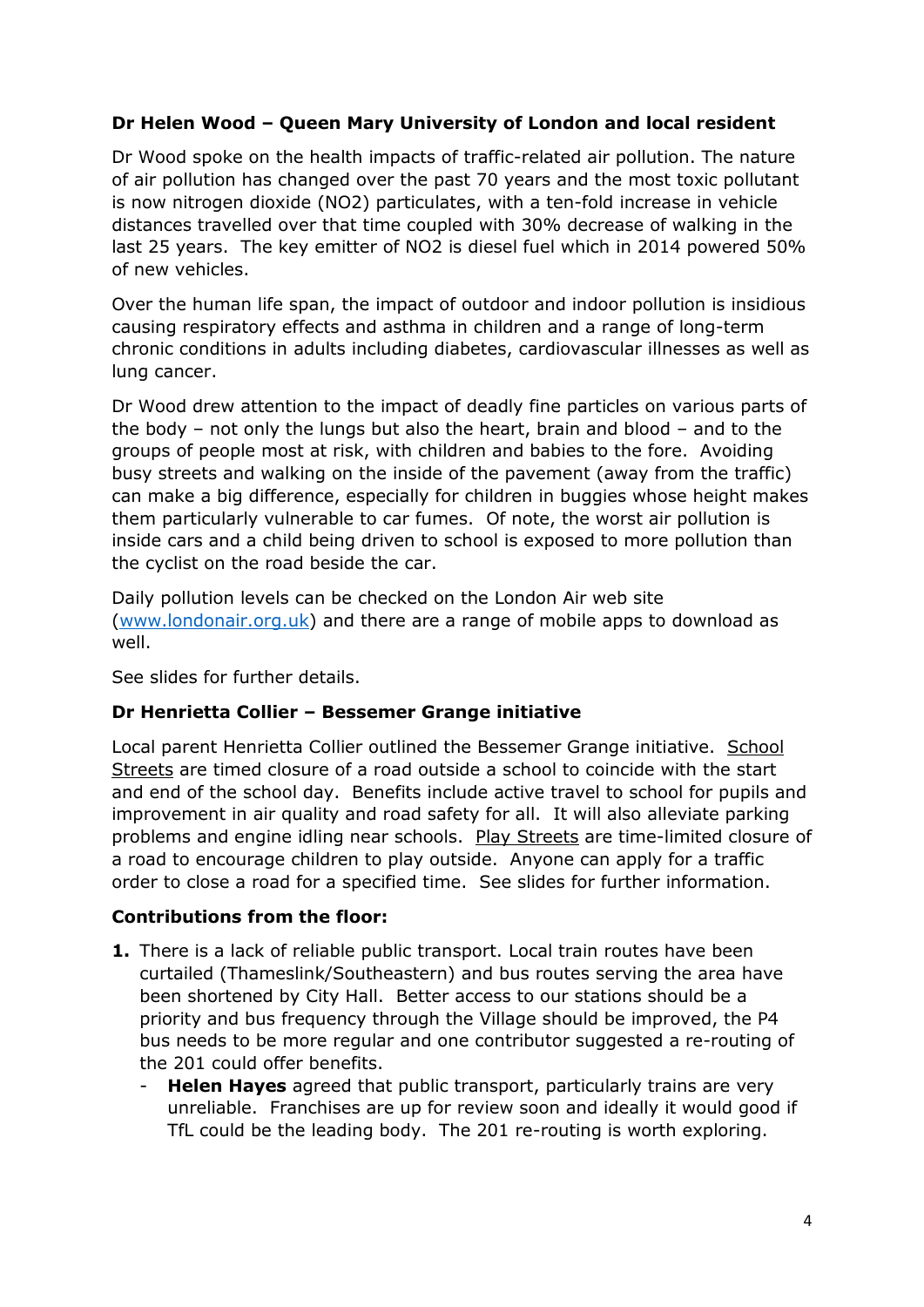**Dr Helen Wood – Queen Mary University of London and local resident**

Dr Wood spoke on the health impacts of traffic-related air pollution. The nature of air pollution has changed over the past 70 years and the most toxic pollutant is now nitrogen dioxide ($NO_2$) particulates, with a ten-fold increase in vehicle distances travelled over that time coupled with 30% decrease of walking in the last 25 years. The key emitter of $NO_2$ is diesel fuel which in 2014 powered 50% of new vehicles.

Over the human life span, the impact of outdoor and indoor pollution is insidious causing respiratory effects and asthma in children and a range of long-term chronic conditions in adults including diabetes, cardiovascular illnesses as well as lung cancer.

Dr Wood drew attention to the impact of deadly fine particles on various parts of the body – not only the lungs but also the heart, brain and blood – and to the groups of people most at risk, with children and babies to the fore. Avoiding busy streets and walking on the inside of the pavement (away from the traffic) can make a big difference, especially for children in buggies whose height makes them particularly vulnerable to car fumes. Of note, the worst air pollution is inside cars and a child being driven to school is exposed to more pollution than the cyclist on the road beside the car.

Daily pollution levels can be checked on the London Air web site ([www.londonair.org.uk](http://www.londonair.org.uk)) and there are a range of mobile apps to download as well.

See slides for further details.

**Dr Henrietta Collier – Bessemer Grange initiative**

Local parent Henrietta Collier outlined the Bessemer Grange initiative. School Streets are timed closure of a road outside a school to coincide with the start and end of the school day. Benefits include active travel to school for pupils and improvement in air quality and road safety for all. It will also alleviate parking problems and engine idling near schools. Play Streets are time-limited closure of a road to encourage children to play outside. Anyone can apply for a traffic order to close a road for a specified time. See slides for further information.

**Contributions from the floor:**

1. There is a lack of reliable public transport. Local train routes have been curtailed (Thameslink/Southeastern) and bus routes serving the area have been shortened by City Hall. Better access to our stations should be a priority and bus frequency through the Village should be improved, the P4 bus needs to be more regular and one contributor suggested a re-routing of the 201 could offer benefits.
   - **Helen Hayes** agreed that public transport, particularly trains are very unreliable. Franchises are up for review soon and ideally it would good if TfL could be the leading body. The 201 re-routing is worth exploring.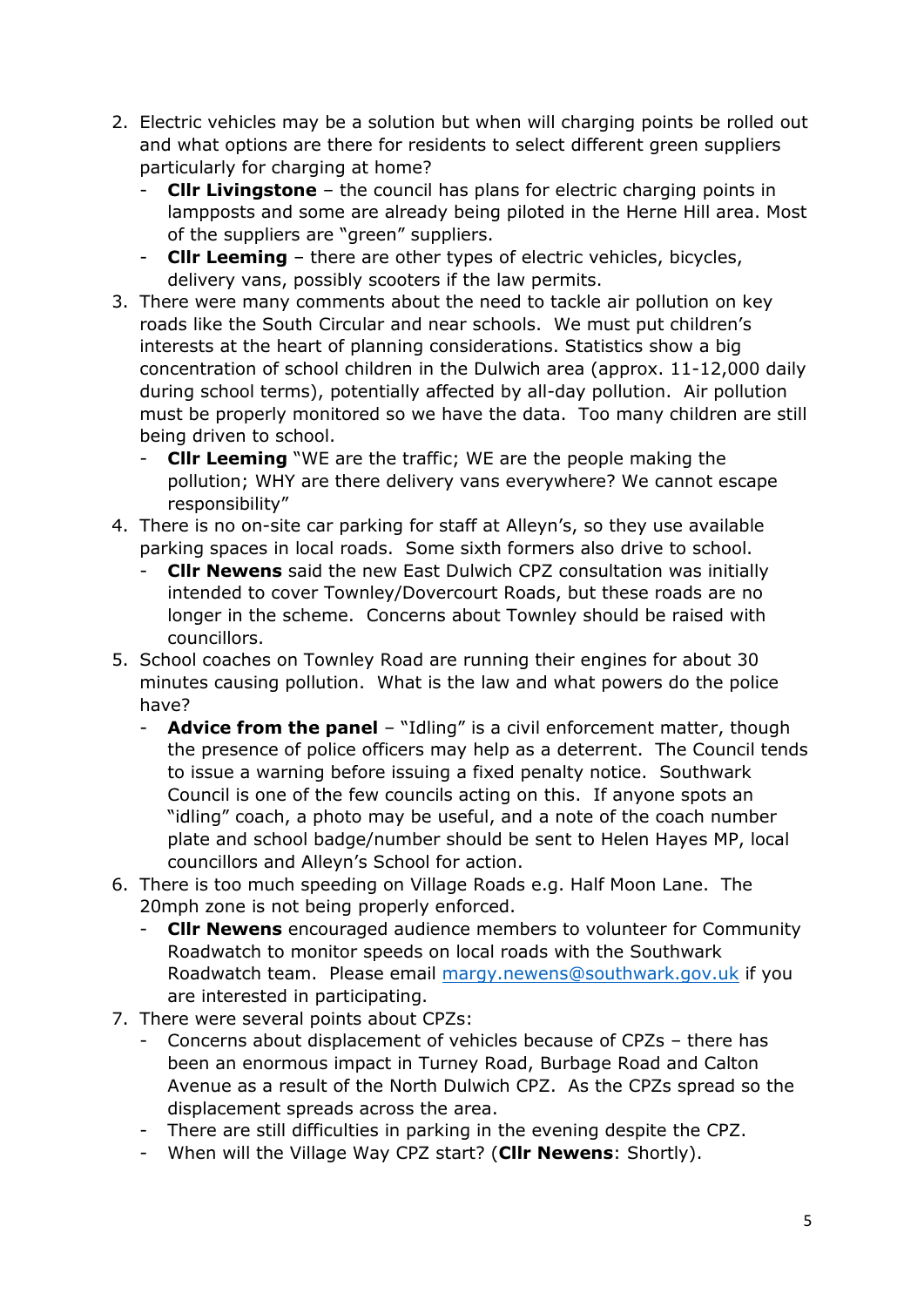2. Electric vehicles may be a solution but when will charging points be rolled out and what options are there for residents to select different green suppliers particularly for charging at home?
   - **Cllr Livingstone** – the council has plans for electric charging points in lampposts and some are already being piloted in the Herne Hill area. Most of the suppliers are "green" suppliers.
   - **Cllr Leeming** – there are other types of electric vehicles, bicycles, delivery vans, possibly scooters if the law permits.
3. There were many comments about the need to tackle air pollution on key roads like the South Circular and near schools. We must put children's interests at the heart of planning considerations. Statistics show a big concentration of school children in the Dulwich area (approx. 11-12,000 daily during school terms), potentially affected by all-day pollution. Air pollution must be properly monitored so we have the data. Too many children are still being driven to school.
   - **Cllr Leeming** "WE are the traffic; WE are the people making the pollution; WHY are there delivery vans everywhere? We cannot escape responsibility"
4. There is no on-site car parking for staff at Alleyn's, so they use available parking spaces in local roads. Some sixth formers also drive to school.
   - **Cllr Newens** said the new East Dulwich CPZ consultation was initially intended to cover Townley/Dovercourt Roads, but these roads are no longer in the scheme. Concerns about Townley should be raised with councillors.
5. School coaches on Townley Road are running their engines for about 30 minutes causing pollution. What is the law and what powers do the police have?
   - **Advice from the panel** – "Idling" is a civil enforcement matter, though the presence of police officers may help as a deterrent. The Council tends to issue a warning before issuing a fixed penalty notice. Southwark Council is one of the few councils acting on this. If anyone spots an "idling" coach, a photo may be useful, and a note of the coach number plate and school badge/number should be sent to Helen Hayes MP, local councillors and Alleyn's School for action.
6. There is too much speeding on Village Roads e.g. Half Moon Lane. The 20mph zone is not being properly enforced.
   - **Cllr Newens** encouraged audience members to volunteer for Community Roadwatch to monitor speeds on local roads with the Southwark Roadwatch team. Please email margy.newens@southwark.gov.uk if you are interested in participating.
7. There were several points about CPZs:
   - Concerns about displacement of vehicles because of CPZs – there has been an enormous impact in Turney Road, Burbage Road and Calton Avenue as a result of the North Dulwich CPZ. As the CPZs spread so the displacement spreads across the area.
   - There are still difficulties in parking in the evening despite the CPZ.
   - When will the Village Way CPZ start? (**Cllr Newens**: Shortly).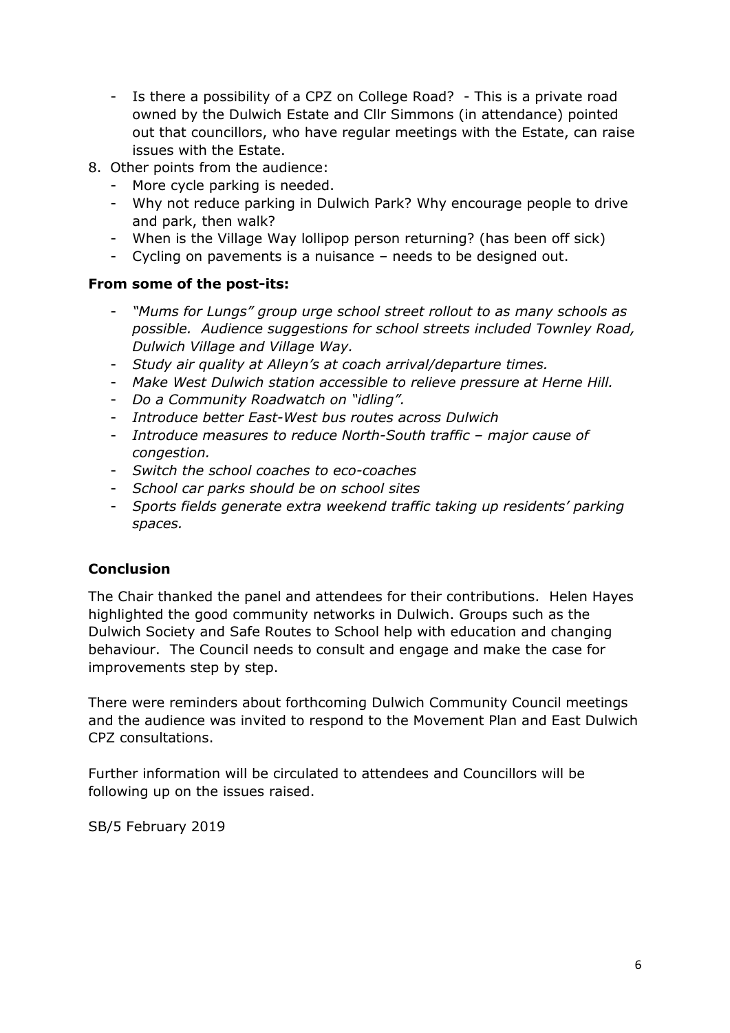- Is there a possibility of a CPZ on College Road? - This is a private road owned by the Dulwich Estate and Cllr Simmons (in attendance) pointed out that councillors, who have regular meetings with the Estate, can raise issues with the Estate.

8. Other points from the audience:
   - More cycle parking is needed.
   - Why not reduce parking in Dulwich Park? Why encourage people to drive and park, then walk?
   - When is the Village Way lollipop person returning? (has been off sick)
   - Cycling on pavements is a nuisance – needs to be designed out.

**From some of the post-its:**

- *"Mums for Lungs" group urge school street rollout to as many schools as possible. Audience suggestions for school streets included Townley Road, Dulwich Village and Village Way.*
- *Study air quality at Alleyn's at coach arrival/departure times.*
- *Make West Dulwich station accessible to relieve pressure at Herne Hill.*
- *Do a Community Roadwatch on "idling".*
- *Introduce better East-West bus routes across Dulwich*
- *Introduce measures to reduce North-South traffic – major cause of congestion.*
- *Switch the school coaches to eco-coaches*
- *School car parks should be on school sites*
- *Sports fields generate extra weekend traffic taking up residents' parking spaces.*

## Conclusion

The Chair thanked the panel and attendees for their contributions. Helen Hayes highlighted the good community networks in Dulwich. Groups such as the Dulwich Society and Safe Routes to School help with education and changing behaviour. The Council needs to consult and engage and make the case for improvements step by step.

There were reminders about forthcoming Dulwich Community Council meetings and the audience was invited to respond to the Movement Plan and East Dulwich CPZ consultations.

Further information will be circulated to attendees and Councillors will be following up on the issues raised.

SB/5 February 2019